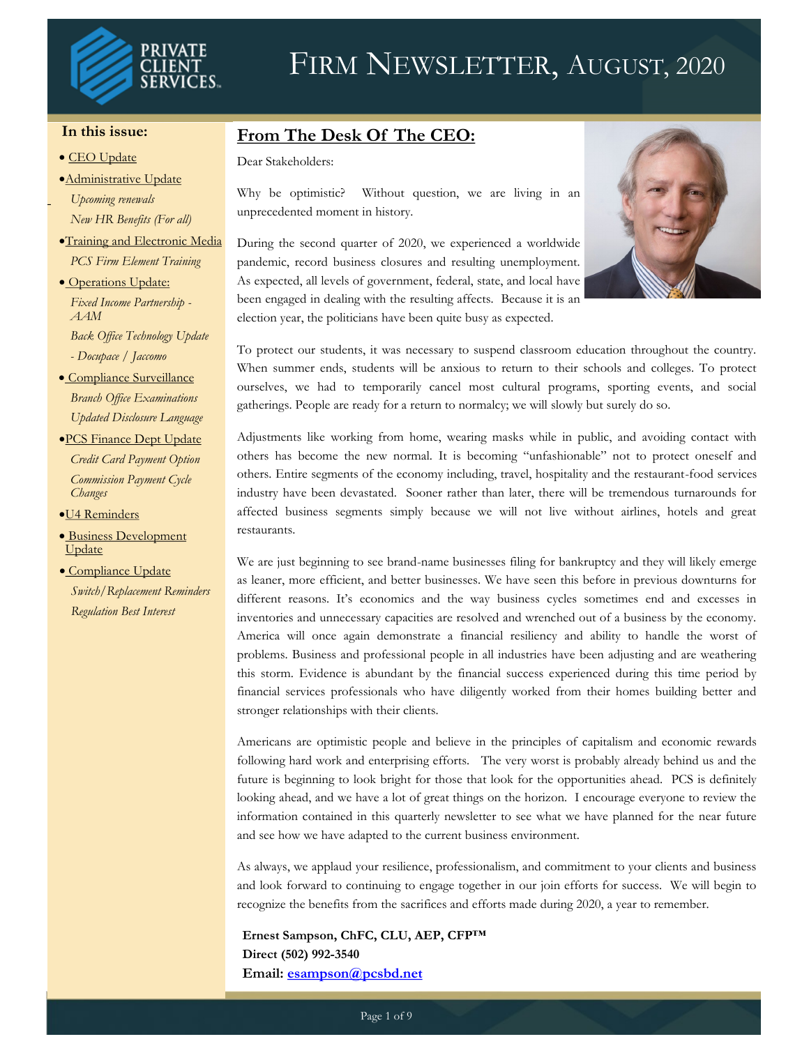# FIRM NEWSLETTER, AUGUST, 2020

**In this issue:**

- CEO Update
- Administrative Update
  - *Upcoming renewals*
  - *New HR Benefits (For all)*
- Training and Electronic Media
  - *PCS Firm Element Training*
- Operations Update:
  - *Fixed Income Partnership - AAM*
  - *Back Office Technology Update - Docupace / Jaccomo*
- Compliance Surveillance
  - *Branch Office Examinations*
  - *Updated Disclosure Language*
- PCS Finance Dept Update
  - *Credit Card Payment Option*
  - *Commission Payment Cycle Changes*
- U4 Reminders
- Business Development Update
- Compliance Update
  - *Switch/Replacement Reminders*
  - *Regulation Best Interest*

## From The Desk Of The CEO:

Dear Stakeholders:

Why be optimistic? Without question, we are living in an unprecedented moment in history.

During the second quarter of 2020, we experienced a worldwide pandemic, record business closures and resulting unemployment. As expected, all levels of government, federal, state, and local have been engaged in dealing with the resulting affects. Because it is an election year, the politicians have been quite busy as expected.

To protect our students, it was necessary to suspend classroom education throughout the country. When summer ends, students will be anxious to return to their schools and colleges. To protect ourselves, we had to temporarily cancel most cultural programs, sporting events, and social gatherings. People are ready for a return to normalcy; we will slowly but surely do so.

Adjustments like working from home, wearing masks while in public, and avoiding contact with others has become the new normal. It is becoming "unfashionable" not to protect oneself and others. Entire segments of the economy including, travel, hospitality and the restaurant-food services industry have been devastated. Sooner rather than later, there will be tremendous turnarounds for affected business segments simply because we will not live without airlines, hotels and great restaurants.

We are just beginning to see brand-name businesses filing for bankruptcy and they will likely emerge as leaner, more efficient, and better businesses. We have seen this before in previous downturns for different reasons. It's economics and the way business cycles sometimes end and excesses in inventories and unnecessary capacities are resolved and wrenched out of a business by the economy. America will once again demonstrate a financial resiliency and ability to handle the worst of problems. Business and professional people in all industries have been adjusting and are weathering this storm. Evidence is abundant by the financial success experienced during this time period by financial services professionals who have diligently worked from their homes building better and stronger relationships with their clients.

Americans are optimistic people and believe in the principles of capitalism and economic rewards following hard work and enterprising efforts. The very worst is probably already behind us and the future is beginning to look bright for those that look for the opportunities ahead. PCS is definitely looking ahead, and we have a lot of great things on the horizon. I encourage everyone to review the information contained in this quarterly newsletter to see what we have planned for the near future and see how we have adapted to the current business environment.

As always, we applaud your resilience, professionalism, and commitment to your clients and business and look forward to continuing to engage together in our join efforts for success. We will begin to recognize the benefits from the sacrifices and efforts made during 2020, a year to remember.

**Ernest Sampson, ChFC, CLU, AEP, CFP™**
**Direct (502) 992-3540**
**Email: esampson@pcsbd.net**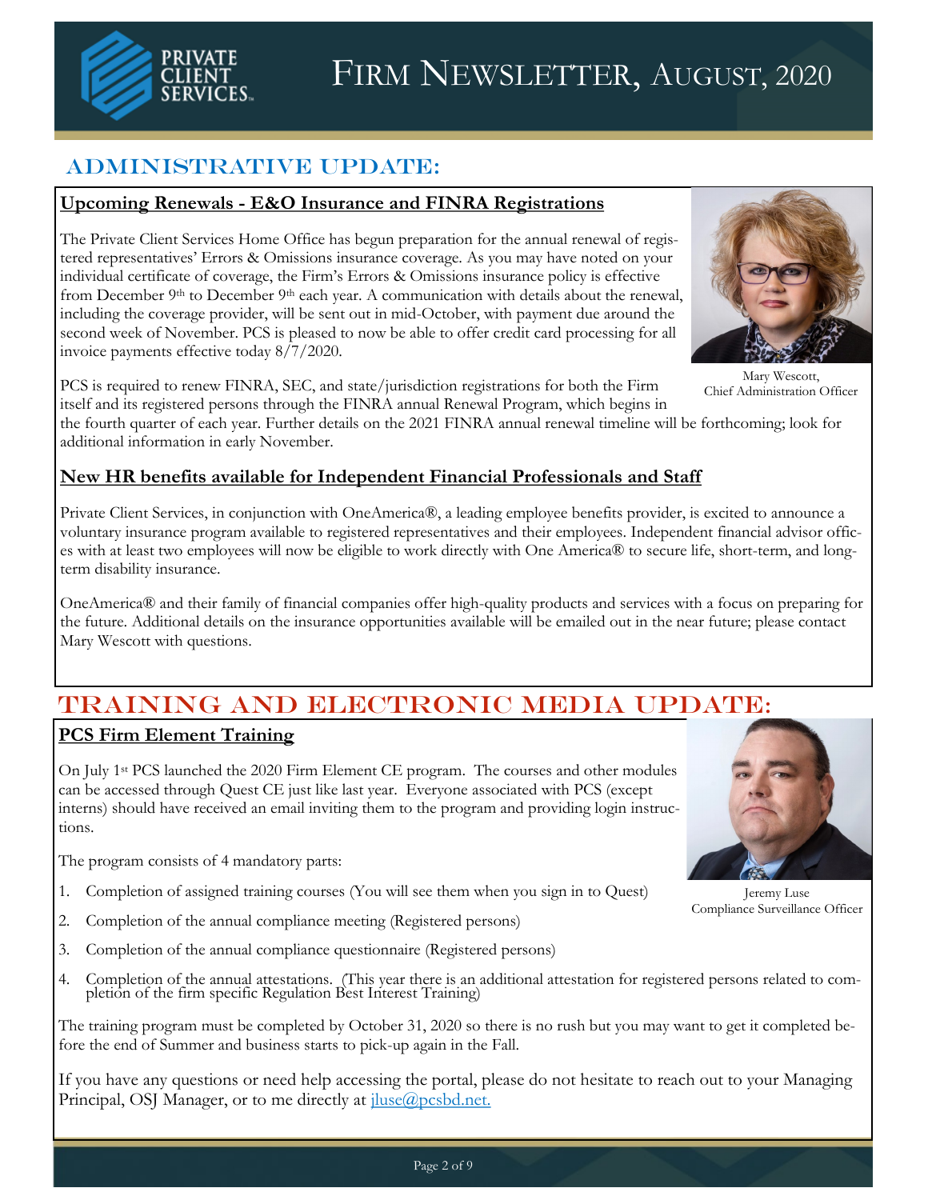# Firm Newsletter, August, 2020

## Administrative Update:

### Upcoming Renewals - E&O Insurance and FINRA Registrations

The Private Client Services Home Office has begun preparation for the annual renewal of registered representatives' Errors & Omissions insurance coverage. As you may have noted on your individual certificate of coverage, the Firm's Errors & Omissions insurance policy is effective from December 9th to December 9th each year. A communication with details about the renewal, including the coverage provider, will be sent out in mid-October, with payment due around the second week of November. PCS is pleased to now be able to offer credit card processing for all invoice payments effective today 8/7/2020.

Mary Wescott,
Chief Administration Officer

PCS is required to renew FINRA, SEC, and state/jurisdiction registrations for both the Firm itself and its registered persons through the FINRA annual Renewal Program, which begins in the fourth quarter of each year. Further details on the 2021 FINRA annual renewal timeline will be forthcoming; look for additional information in early November.

### New HR benefits available for Independent Financial Professionals and Staff

Private Client Services, in conjunction with OneAmerica®, a leading employee benefits provider, is excited to announce a voluntary insurance program available to registered representatives and their employees. Independent financial advisor offices with at least two employees will now be eligible to work directly with One America® to secure life, short-term, and long-term disability insurance.

OneAmerica® and their family of financial companies offer high-quality products and services with a focus on preparing for the future. Additional details on the insurance opportunities available will be emailed out in the near future; please contact Mary Wescott with questions.

## Training and Electronic Media Update:

### PCS Firm Element Training

On July 1st PCS launched the 2020 Firm Element CE program. The courses and other modules can be accessed through Quest CE just like last year. Everyone associated with PCS (except interns) should have received an email inviting them to the program and providing login instructions.

Jeremy Luse
Compliance Surveillance Officer

The program consists of 4 mandatory parts:

1. Completion of assigned training courses (You will see them when you sign in to Quest)
2. Completion of the annual compliance meeting (Registered persons)
3. Completion of the annual compliance questionnaire (Registered persons)
4. Completion of the annual attestations. (This year there is an additional attestation for registered persons related to completion of the firm specific Regulation Best Interest Training)

The training program must be completed by October 31, 2020 so there is no rush but you may want to get it completed before the end of Summer and business starts to pick-up again in the Fall.

If you have any questions or need help accessing the portal, please do not hesitate to reach out to your Managing Principal, OSJ Manager, or to me directly at jluse@pcsbd.net.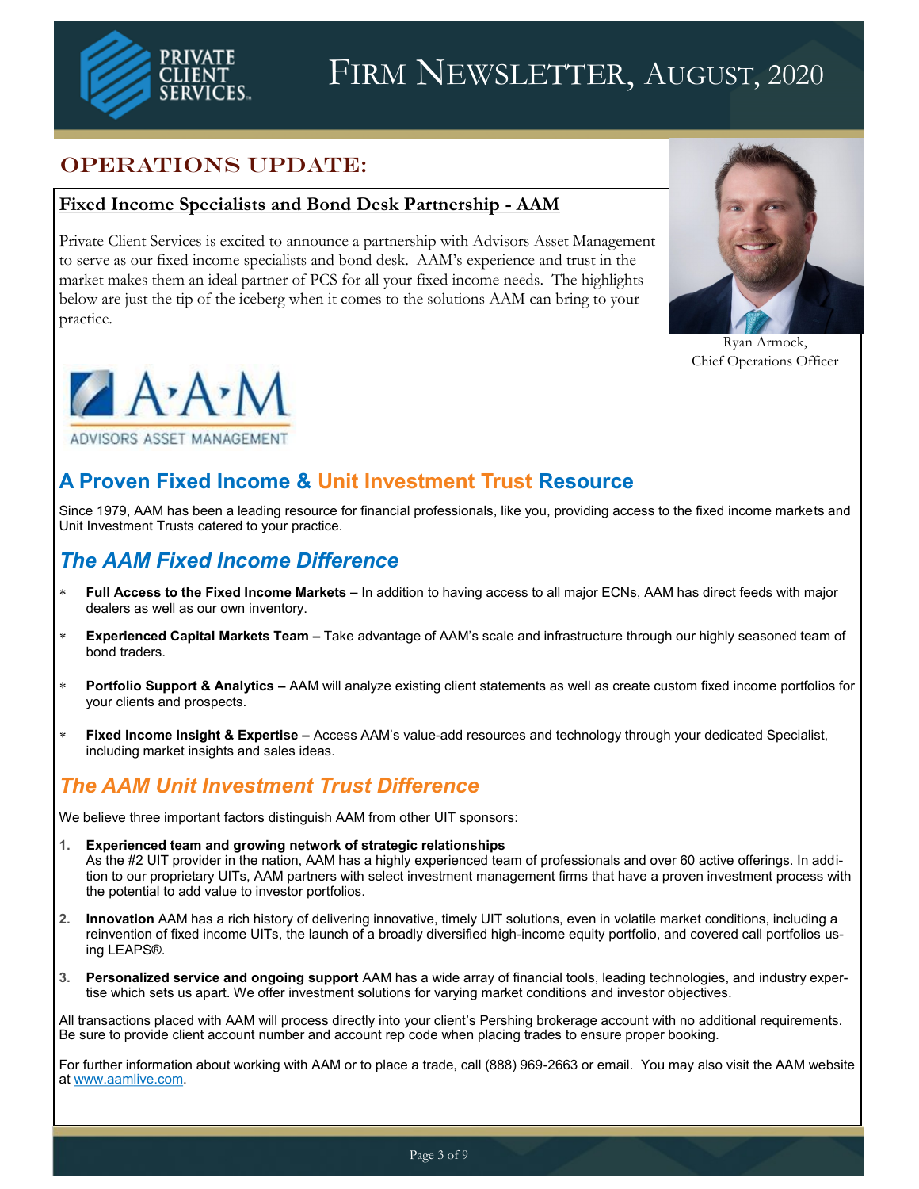# Firm Newsletter, August, 2020

## OPERATIONS UPDATE:

### Fixed Income Specialists and Bond Desk Partnership - AAM

Private Client Services is excited to announce a partnership with Advisors Asset Management to serve as our fixed income specialists and bond desk. AAM's experience and trust in the market makes them an ideal partner of PCS for all your fixed income needs. The highlights below are just the tip of the iceberg when it comes to the solutions AAM can bring to your practice.

Ryan Armock,
Chief Operations Officer

## A Proven Fixed Income & Unit Investment Trust Resource

Since 1979, AAM has been a leading resource for financial professionals, like you, providing access to the fixed income markets and Unit Investment Trusts catered to your practice.

### *The AAM Fixed Income Difference*

- **Full Access to the Fixed Income Markets –** In addition to having access to all major ECNs, AAM has direct feeds with major dealers as well as our own inventory.
- **Experienced Capital Markets Team –** Take advantage of AAM's scale and infrastructure through our highly seasoned team of bond traders.
- **Portfolio Support & Analytics –** AAM will analyze existing client statements as well as create custom fixed income portfolios for your clients and prospects.
- **Fixed Income Insight & Expertise –** Access AAM's value-add resources and technology through your dedicated Specialist, including market insights and sales ideas.

### *The AAM Unit Investment Trust Difference*

We believe three important factors distinguish AAM from other UIT sponsors:

1. **Experienced team and growing network of strategic relationships**
   As the #2 UIT provider in the nation, AAM has a highly experienced team of professionals and over 60 active offerings. In addition to our proprietary UITs, AAM partners with select investment management firms that have a proven investment process with the potential to add value to investor portfolios.
2. **Innovation** AAM has a rich history of delivering innovative, timely UIT solutions, even in volatile market conditions, including a reinvention of fixed income UITs, the launch of a broadly diversified high-income equity portfolio, and covered call portfolios using LEAPS®.
3. **Personalized service and ongoing support** AAM has a wide array of financial tools, leading technologies, and industry expertise which sets us apart. We offer investment solutions for varying market conditions and investor objectives.

All transactions placed with AAM will process directly into your client's Pershing brokerage account with no additional requirements. Be sure to provide client account number and account rep code when placing trades to ensure proper booking.

For further information about working with AAM or to place a trade, call (888) 969-2663 or email. You may also visit the AAM website at [www.aamlive.com](www.aamlive.com).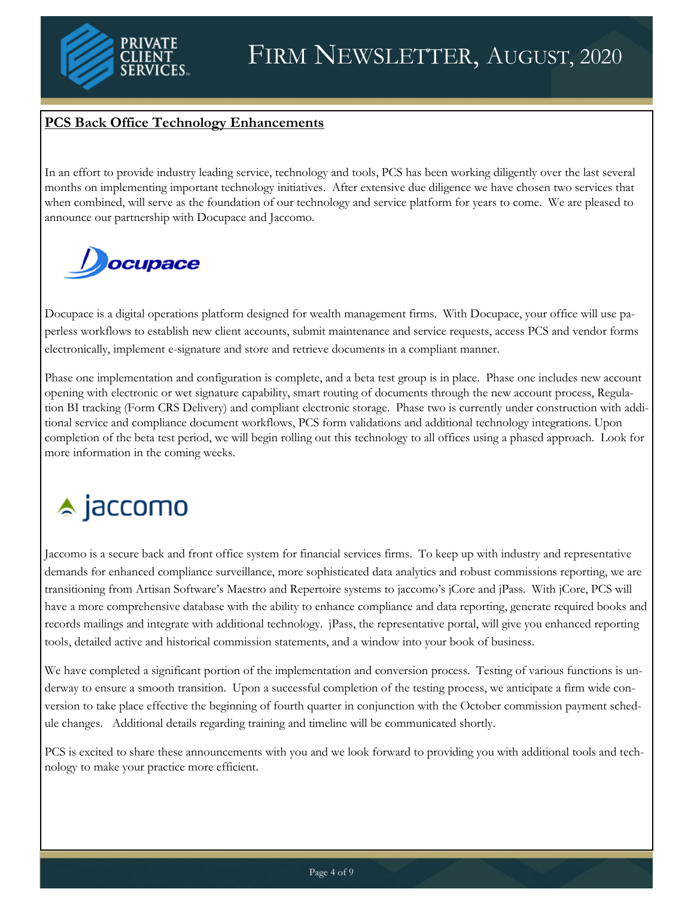## PCS Back Office Technology Enhancements

In an effort to provide industry leading service, technology and tools, PCS has been working diligently over the last several months on implementing important technology initiatives. After extensive due diligence we have chosen two services that when combined, will serve as the foundation of our technology and service platform for years to come. We are pleased to announce our partnership with Docupace and Jaccomo.

### Docupace

Docupace is a digital operations platform designed for wealth management firms. With Docupace, your office will use paperless workflows to establish new client accounts, submit maintenance and service requests, access PCS and vendor forms electronically, implement e-signature and store and retrieve documents in a compliant manner.

Phase one implementation and configuration is complete, and a beta test group is in place. Phase one includes new account opening with electronic or wet signature capability, smart routing of documents through the new account process, Regulation BI tracking (Form CRS Delivery) and compliant electronic storage. Phase two is currently under construction with additional service and compliance document workflows, PCS form validations and additional technology integrations. Upon completion of the beta test period, we will begin rolling out this technology to all offices using a phased approach. Look for more information in the coming weeks.

### jaccomo

Jaccomo is a secure back and front office system for financial services firms. To keep up with industry and representative demands for enhanced compliance surveillance, more sophisticated data analytics and robust commissions reporting, we are transitioning from Artisan Software's Maestro and Repertoire systems to jaccomo's jCore and jPass. With jCore, PCS will have a more comprehensive database with the ability to enhance compliance and data reporting, generate required books and records mailings and integrate with additional technology. jPass, the representative portal, will give you enhanced reporting tools, detailed active and historical commission statements, and a window into your book of business.

We have completed a significant portion of the implementation and conversion process. Testing of various functions is underway to ensure a smooth transition. Upon a successful completion of the testing process, we anticipate a firm wide conversion to take place effective the beginning of fourth quarter in conjunction with the October commission payment schedule changes. Additional details regarding training and timeline will be communicated shortly.

PCS is excited to share these announcements with you and we look forward to providing you with additional tools and technology to make your practice more efficient.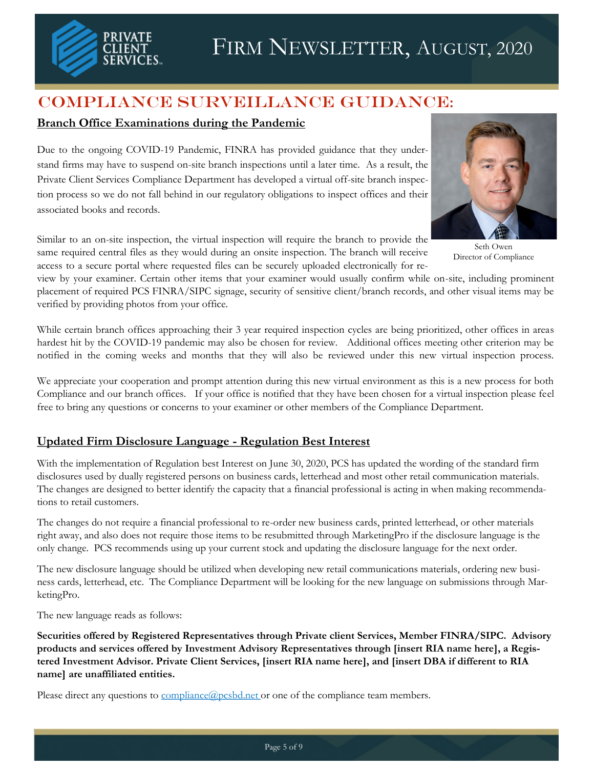# Firm Newsletter, August, 2020

## COMPLIANCE SURVEILLANCE GUIDANCE:

### Branch Office Examinations during the Pandemic

Due to the ongoing COVID-19 Pandemic, FINRA has provided guidance that they understand firms may have to suspend on-site branch inspections until a later time. As a result, the Private Client Services Compliance Department has developed a virtual off-site branch inspection process so we do not fall behind in our regulatory obligations to inspect offices and their associated books and records.

Seth Owen
Director of Compliance

Similar to an on-site inspection, the virtual inspection will require the branch to provide the same required central files as they would during an onsite inspection. The branch will receive access to a secure portal where requested files can be securely uploaded electronically for review by your examiner. Certain other items that your examiner would usually confirm while on-site, including prominent placement of required PCS FINRA/SIPC signage, security of sensitive client/branch records, and other visual items may be verified by providing photos from your office.

While certain branch offices approaching their 3 year required inspection cycles are being prioritized, other offices in areas hardest hit by the COVID-19 pandemic may also be chosen for review. Additional offices meeting other criterion may be notified in the coming weeks and months that they will also be reviewed under this new virtual inspection process.

We appreciate your cooperation and prompt attention during this new virtual environment as this is a new process for both Compliance and our branch offices. If your office is notified that they have been chosen for a virtual inspection please feel free to bring any questions or concerns to your examiner or other members of the Compliance Department.

### Updated Firm Disclosure Language - Regulation Best Interest

With the implementation of Regulation best Interest on June 30, 2020, PCS has updated the wording of the standard firm disclosures used by dually registered persons on business cards, letterhead and most other retail communication materials. The changes are designed to better identify the capacity that a financial professional is acting in when making recommendations to retail customers.

The changes do not require a financial professional to re-order new business cards, printed letterhead, or other materials right away, and also does not require those items to be resubmitted through MarketingPro if the disclosure language is the only change. PCS recommends using up your current stock and updating the disclosure language for the next order.

The new disclosure language should be utilized when developing new retail communications materials, ordering new business cards, letterhead, etc. The Compliance Department will be looking for the new language on submissions through MarketingPro.

The new language reads as follows:

**Securities offered by Registered Representatives through Private client Services, Member FINRA/SIPC. Advisory products and services offered by Investment Advisory Representatives through [insert RIA name here], a Registered Investment Advisor. Private Client Services, [insert RIA name here], and [insert DBA if different to RIA name] are unaffiliated entities.**

Please direct any questions to compliance@pcsbd.net or one of the compliance team members.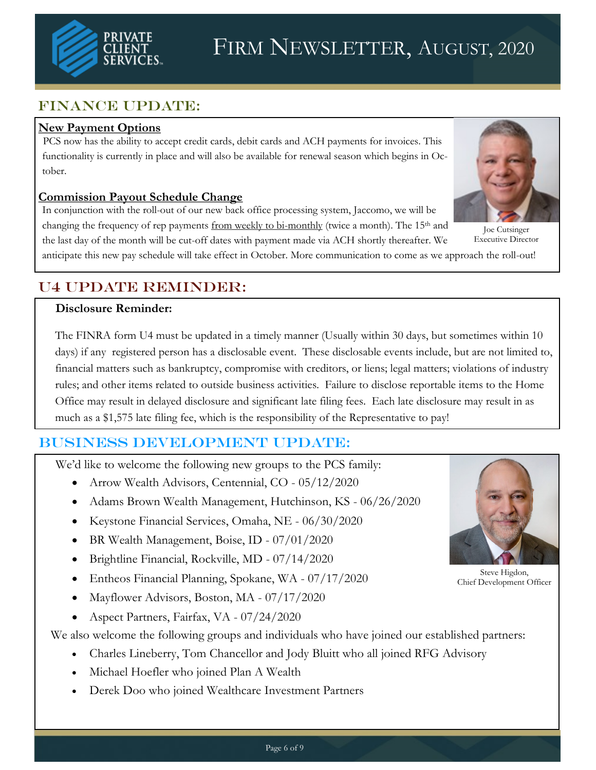# Firm Newsletter, August, 2020

## FINANCE UPDATE:

**New Payment Options**

PCS now has the ability to accept credit cards, debit cards and ACH payments for invoices. This functionality is currently in place and will also be available for renewal season which begins in October.

**Commission Payout Schedule Change**

In conjunction with the roll-out of our new back office processing system, Jaccomo, we will be changing the frequency of rep payments from weekly to bi-monthly (twice a month). The 15th and the last day of the month will be cut-off dates with payment made via ACH shortly thereafter. We anticipate this new pay schedule will take effect in October. More communication to come as we approach the roll-out!

Joe Cutsinger
Executive Director

## U4 UPDATE REMINDER:

**Disclosure Reminder:**

The FINRA form U4 must be updated in a timely manner (Usually within 30 days, but sometimes within 10 days) if any registered person has a disclosable event. These disclosable events include, but are not limited to, financial matters such as bankruptcy, compromise with creditors, or liens; legal matters; violations of industry rules; and other items related to outside business activities. Failure to disclose reportable items to the Home Office may result in delayed disclosure and significant late filing fees. Each late disclosure may result in as much as a $1,575 late filing fee, which is the responsibility of the Representative to pay!

## BUSINESS DEVELOPMENT UPDATE:

We'd like to welcome the following new groups to the PCS family:

- Arrow Wealth Advisors, Centennial, CO - 05/12/2020
- Adams Brown Wealth Management, Hutchinson, KS - 06/26/2020
- Keystone Financial Services, Omaha, NE - 06/30/2020
- BR Wealth Management, Boise, ID - 07/01/2020
- Brightline Financial, Rockville, MD - 07/14/2020
- Entheos Financial Planning, Spokane, WA - 07/17/2020
- Mayflower Advisors, Boston, MA - 07/17/2020
- Aspect Partners, Fairfax, VA - 07/24/2020

We also welcome the following groups and individuals who have joined our established partners:

- Charles Lineberry, Tom Chancellor and Jody Bluitt who all joined RFG Advisory
- Michael Hoefler who joined Plan A Wealth
- Derek Doo who joined Wealthcare Investment Partners

Steve Higdon,
Chief Development Officer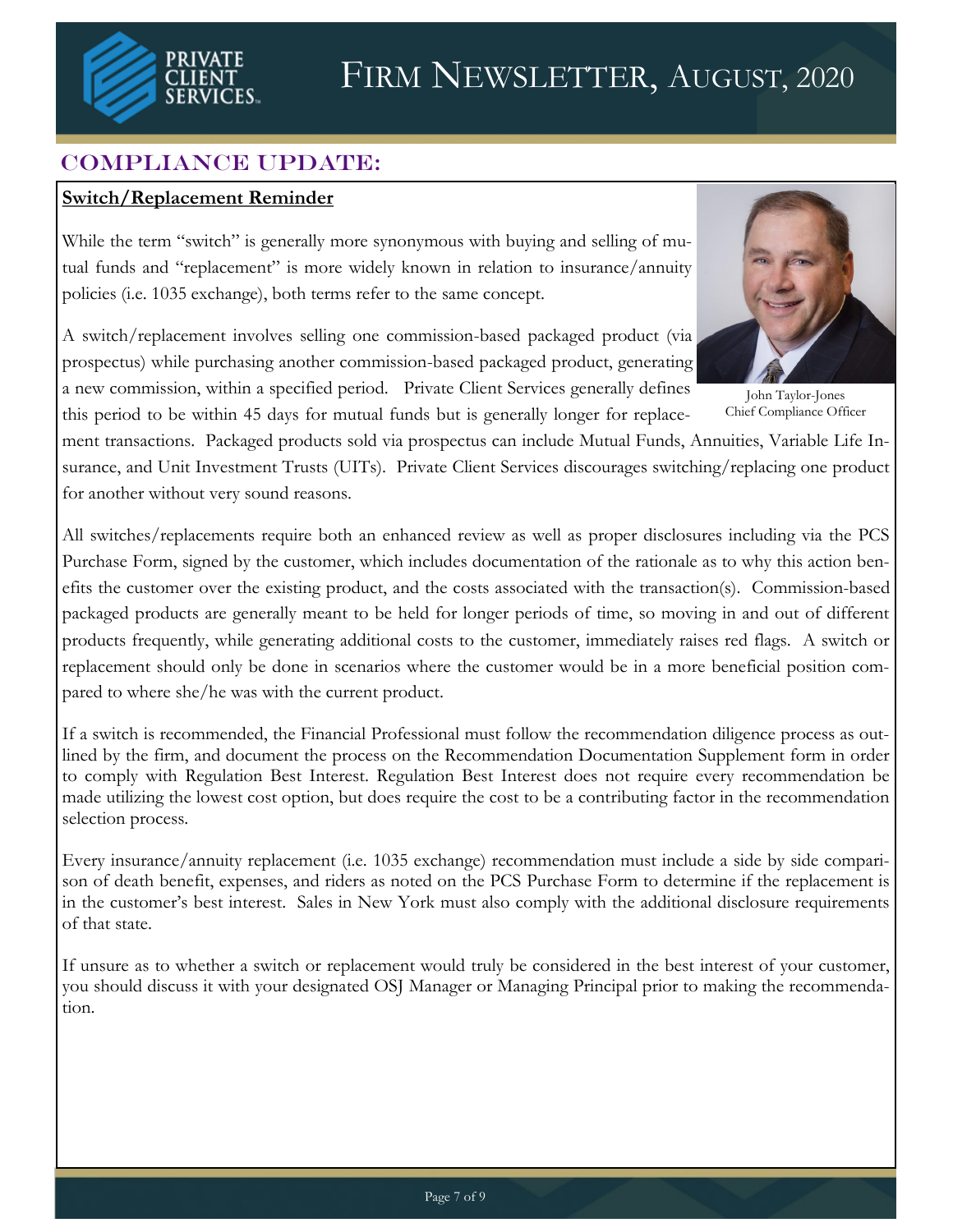# Firm Newsletter, August, 2020

## COMPLIANCE UPDATE:

### Switch/Replacement Reminder

While the term "switch" is generally more synonymous with buying and selling of mutual funds and "replacement" is more widely known in relation to insurance/annuity policies (i.e. 1035 exchange), both terms refer to the same concept.

John Taylor-Jones
Chief Compliance Officer

A switch/replacement involves selling one commission-based packaged product (via prospectus) while purchasing another commission-based packaged product, generating a new commission, within a specified period. Private Client Services generally defines this period to be within 45 days for mutual funds but is generally longer for replacement transactions. Packaged products sold via prospectus can include Mutual Funds, Annuities, Variable Life Insurance, and Unit Investment Trusts (UITs). Private Client Services discourages switching/replacing one product for another without very sound reasons.

All switches/replacements require both an enhanced review as well as proper disclosures including via the PCS Purchase Form, signed by the customer, which includes documentation of the rationale as to why this action benefits the customer over the existing product, and the costs associated with the transaction(s). Commission-based packaged products are generally meant to be held for longer periods of time, so moving in and out of different products frequently, while generating additional costs to the customer, immediately raises red flags. A switch or replacement should only be done in scenarios where the customer would be in a more beneficial position compared to where she/he was with the current product.

If a switch is recommended, the Financial Professional must follow the recommendation diligence process as outlined by the firm, and document the process on the Recommendation Documentation Supplement form in order to comply with Regulation Best Interest. Regulation Best Interest does not require every recommendation be made utilizing the lowest cost option, but does require the cost to be a contributing factor in the recommendation selection process.

Every insurance/annuity replacement (i.e. 1035 exchange) recommendation must include a side by side comparison of death benefit, expenses, and riders as noted on the PCS Purchase Form to determine if the replacement is in the customer's best interest. Sales in New York must also comply with the additional disclosure requirements of that state.

If unsure as to whether a switch or replacement would truly be considered in the best interest of your customer, you should discuss it with your designated OSJ Manager or Managing Principal prior to making the recommendation.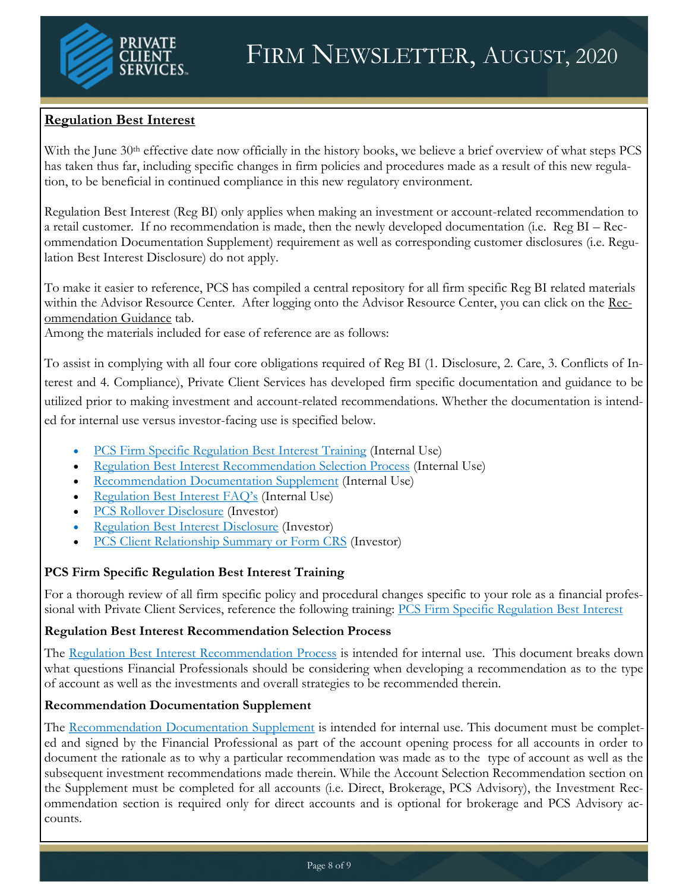## Regulation Best Interest

With the June 30th effective date now officially in the history books, we believe a brief overview of what steps PCS has taken thus far, including specific changes in firm policies and procedures made as a result of this new regulation, to be beneficial in continued compliance in this new regulatory environment.

Regulation Best Interest (Reg BI) only applies when making an investment or account-related recommendation to a retail customer. If no recommendation is made, then the newly developed documentation (i.e. Reg BI – Recommendation Documentation Supplement) requirement as well as corresponding customer disclosures (i.e. Regulation Best Interest Disclosure) do not apply.

To make it easier to reference, PCS has compiled a central repository for all firm specific Reg BI related materials within the Advisor Resource Center. After logging onto the Advisor Resource Center, you can click on the Recommendation Guidance tab.
Among the materials included for ease of reference are as follows:

To assist in complying with all four core obligations required of Reg BI (1. Disclosure, 2. Care, 3. Conflicts of Interest and 4. Compliance), Private Client Services has developed firm specific documentation and guidance to be utilized prior to making investment and account-related recommendations. Whether the documentation is intended for internal use versus investor-facing use is specified below.

- PCS Firm Specific Regulation Best Interest Training (Internal Use)
- Regulation Best Interest Recommendation Selection Process (Internal Use)
- Recommendation Documentation Supplement (Internal Use)
- Regulation Best Interest FAQ's (Internal Use)
- PCS Rollover Disclosure (Investor)
- Regulation Best Interest Disclosure (Investor)
- PCS Client Relationship Summary or Form CRS (Investor)

### PCS Firm Specific Regulation Best Interest Training

For a thorough review of all firm specific policy and procedural changes specific to your role as a financial professional with Private Client Services, reference the following training: PCS Firm Specific Regulation Best Interest

### Regulation Best Interest Recommendation Selection Process

The Regulation Best Interest Recommendation Process is intended for internal use. This document breaks down what questions Financial Professionals should be considering when developing a recommendation as to the type of account as well as the investments and overall strategies to be recommended therein.

### Recommendation Documentation Supplement

The Recommendation Documentation Supplement is intended for internal use. This document must be completed and signed by the Financial Professional as part of the account opening process for all accounts in order to document the rationale as to why a particular recommendation was made as to the type of account as well as the subsequent investment recommendations made therein. While the Account Selection Recommendation section on the Supplement must be completed for all accounts (i.e. Direct, Brokerage, PCS Advisory), the Investment Recommendation section is required only for direct accounts and is optional for brokerage and PCS Advisory accounts.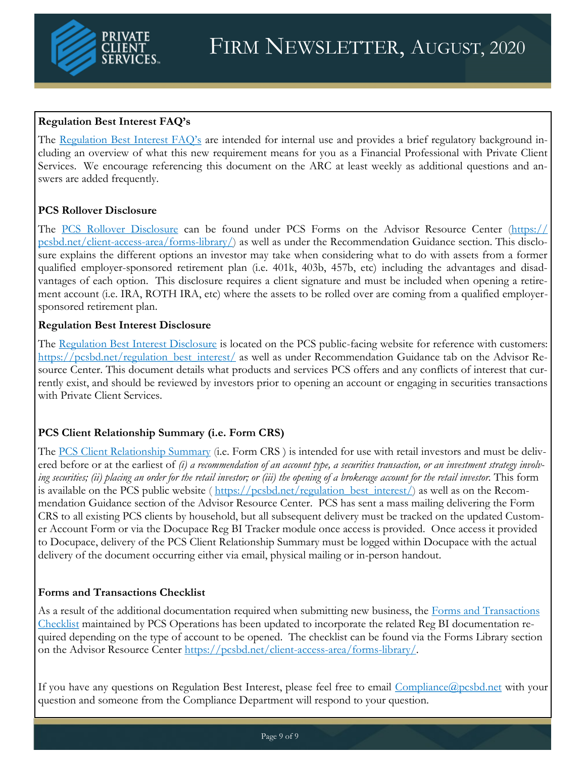### Regulation Best Interest FAQ's

The Regulation Best Interest FAQ's are intended for internal use and provides a brief regulatory background including an overview of what this new requirement means for you as a Financial Professional with Private Client Services. We encourage referencing this document on the ARC at least weekly as additional questions and answers are added frequently.

### PCS Rollover Disclosure

The PCS Rollover Disclosure can be found under PCS Forms on the Advisor Resource Center (https://pcsbd.net/client-access-area/forms-library/) as well as under the Recommendation Guidance section. This disclosure explains the different options an investor may take when considering what to do with assets from a former qualified employer-sponsored retirement plan (i.e. 401k, 403b, 457b, etc) including the advantages and disadvantages of each option. This disclosure requires a client signature and must be included when opening a retirement account (i.e. IRA, ROTH IRA, etc) where the assets to be rolled over are coming from a qualified employer-sponsored retirement plan.

### Regulation Best Interest Disclosure

The Regulation Best Interest Disclosure is located on the PCS public-facing website for reference with customers: https://pcsbd.net/regulation_best_interest/ as well as under Recommendation Guidance tab on the Advisor Resource Center. This document details what products and services PCS offers and any conflicts of interest that currently exist, and should be reviewed by investors prior to opening an account or engaging in securities transactions with Private Client Services.

### PCS Client Relationship Summary (i.e. Form CRS)

The PCS Client Relationship Summary (i.e. Form CRS ) is intended for use with retail investors and must be delivered before or at the earliest of *(i) a recommendation of an account type, a securities transaction, or an investment strategy involving securities; (ii) placing an order for the retail investor; or (iii) the opening of a brokerage account for the retail investor.* This form is available on the PCS public website ( https://pcsbd.net/regulation_best_interest/) as well as on the Recommendation Guidance section of the Advisor Resource Center. PCS has sent a mass mailing delivering the Form CRS to all existing PCS clients by household, but all subsequent delivery must be tracked on the updated Customer Account Form or via the Docupace Reg BI Tracker module once access is provided. Once access it provided to Docupace, delivery of the PCS Client Relationship Summary must be logged within Docupace with the actual delivery of the document occurring either via email, physical mailing or in-person handout.

### Forms and Transactions Checklist

As a result of the additional documentation required when submitting new business, the Forms and Transactions Checklist maintained by PCS Operations has been updated to incorporate the related Reg BI documentation required depending on the type of account to be opened. The checklist can be found via the Forms Library section on the Advisor Resource Center https://pcsbd.net/client-access-area/forms-library/.

If you have any questions on Regulation Best Interest, please feel free to email Compliance@pcsbd.net with your question and someone from the Compliance Department will respond to your question.